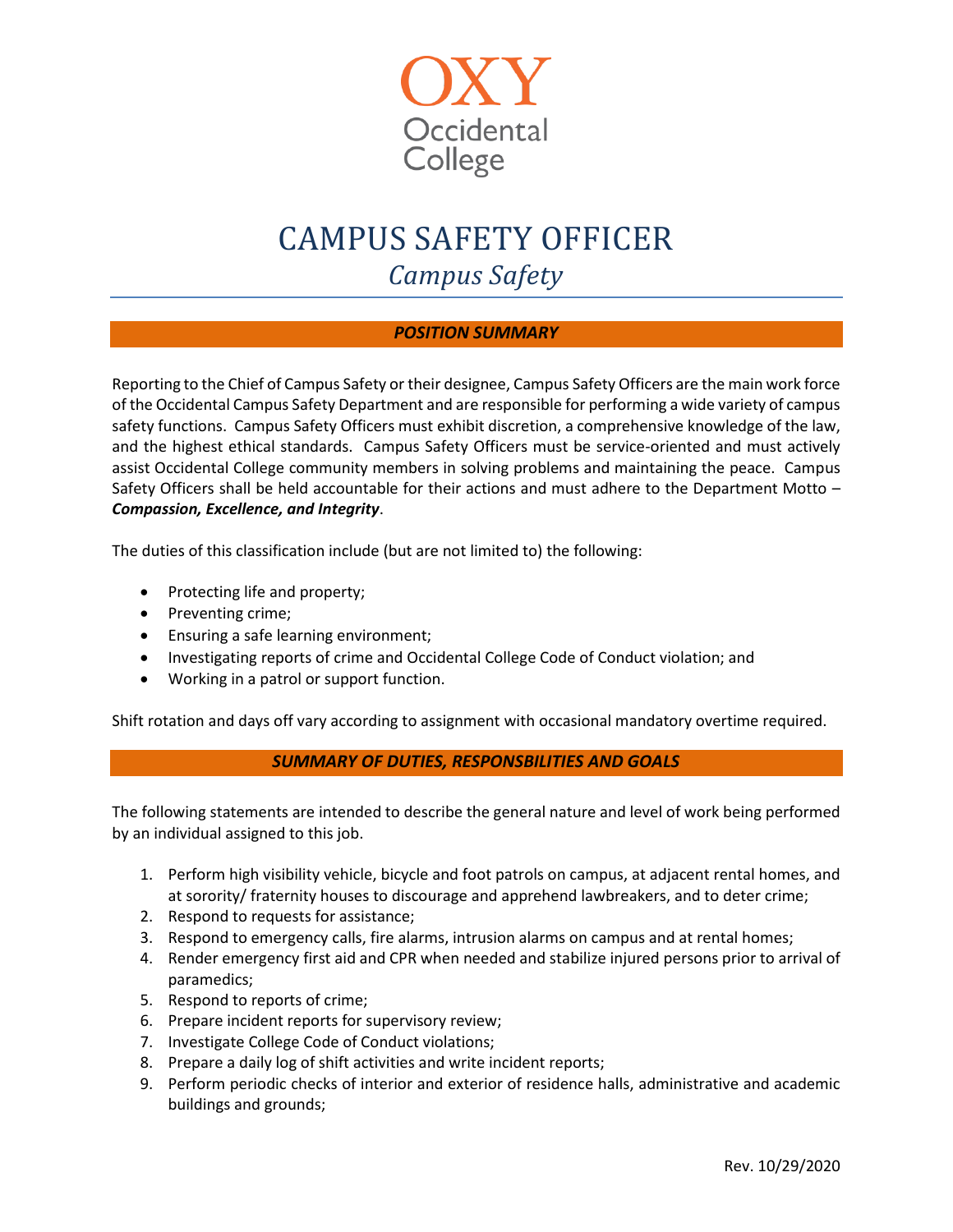# CAMPUS SAFETY OFFICER

## *Campus Safety*

### ***POSITION SUMMARY***

Reporting to the Chief of Campus Safety or their designee, Campus Safety Officers are the main work force of the Occidental Campus Safety Department and are responsible for performing a wide variety of campus safety functions. Campus Safety Officers must exhibit discretion, a comprehensive knowledge of the law, and the highest ethical standards. Campus Safety Officers must be service-oriented and must actively assist Occidental College community members in solving problems and maintaining the peace. Campus Safety Officers shall be held accountable for their actions and must adhere to the Department Motto – ***Compassion, Excellence, and Integrity***.

The duties of this classification include (but are not limited to) the following:

- Protecting life and property;
- Preventing crime;
- Ensuring a safe learning environment;
- Investigating reports of crime and Occidental College Code of Conduct violation; and
- Working in a patrol or support function.

Shift rotation and days off vary according to assignment with occasional mandatory overtime required.

### ***SUMMARY OF DUTIES, RESPONSBILITIES AND GOALS***

The following statements are intended to describe the general nature and level of work being performed by an individual assigned to this job.

1. Perform high visibility vehicle, bicycle and foot patrols on campus, at adjacent rental homes, and at sorority/ fraternity houses to discourage and apprehend lawbreakers, and to deter crime;
2. Respond to requests for assistance;
3. Respond to emergency calls, fire alarms, intrusion alarms on campus and at rental homes;
4. Render emergency first aid and CPR when needed and stabilize injured persons prior to arrival of paramedics;
5. Respond to reports of crime;
6. Prepare incident reports for supervisory review;
7. Investigate College Code of Conduct violations;
8. Prepare a daily log of shift activities and write incident reports;
9. Perform periodic checks of interior and exterior of residence halls, administrative and academic buildings and grounds;

Rev. 10/29/2020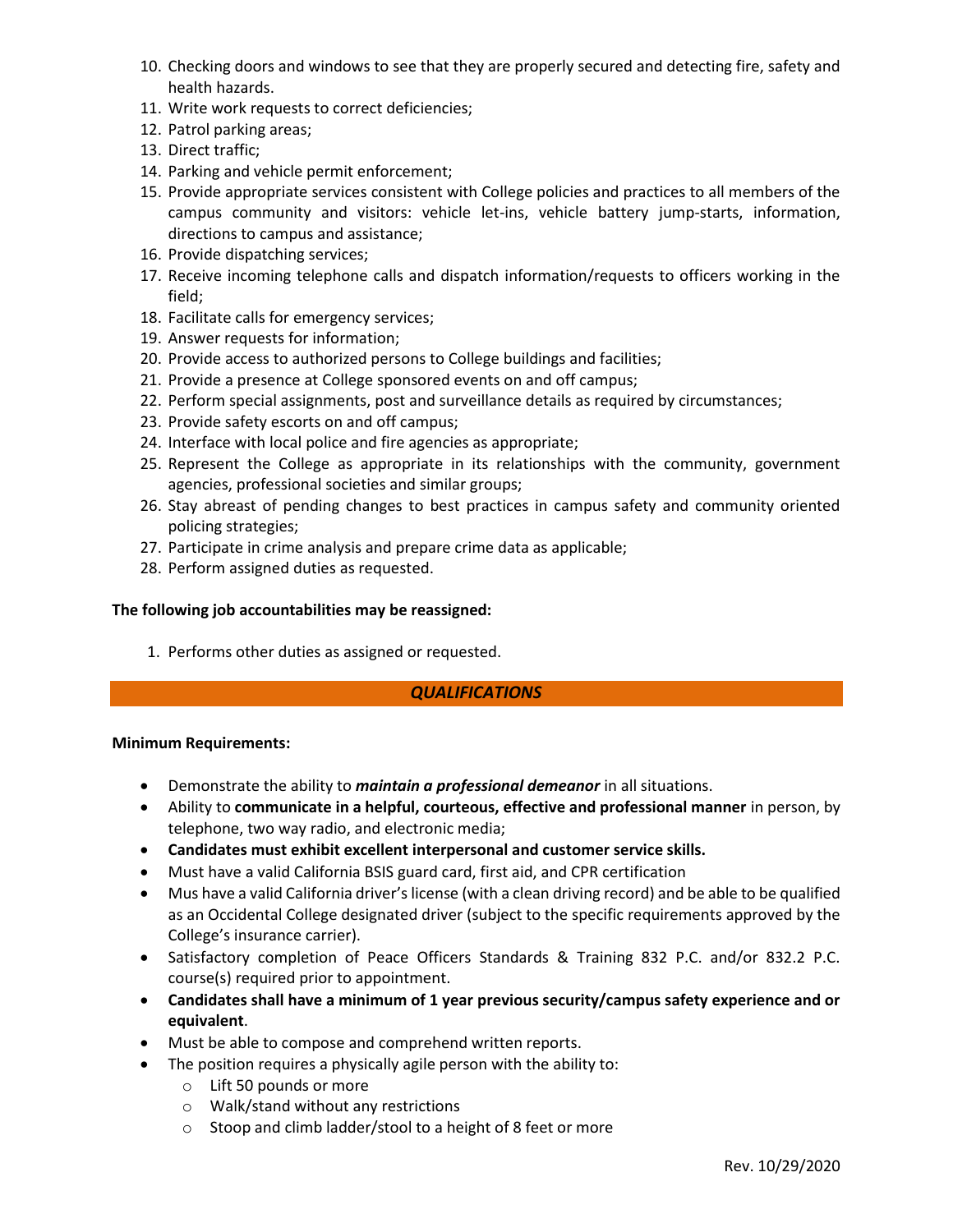10. Checking doors and windows to see that they are properly secured and detecting fire, safety and health hazards.
11. Write work requests to correct deficiencies;
12. Patrol parking areas;
13. Direct traffic;
14. Parking and vehicle permit enforcement;
15. Provide appropriate services consistent with College policies and practices to all members of the campus community and visitors: vehicle let-ins, vehicle battery jump-starts, information, directions to campus and assistance;
16. Provide dispatching services;
17. Receive incoming telephone calls and dispatch information/requests to officers working in the field;
18. Facilitate calls for emergency services;
19. Answer requests for information;
20. Provide access to authorized persons to College buildings and facilities;
21. Provide a presence at College sponsored events on and off campus;
22. Perform special assignments, post and surveillance details as required by circumstances;
23. Provide safety escorts on and off campus;
24. Interface with local police and fire agencies as appropriate;
25. Represent the College as appropriate in its relationships with the community, government agencies, professional societies and similar groups;
26. Stay abreast of pending changes to best practices in campus safety and community oriented policing strategies;
27. Participate in crime analysis and prepare crime data as applicable;
28. Perform assigned duties as requested.

**The following job accountabilities may be reassigned:**

1. Performs other duties as assigned or requested.

## *QUALIFICATIONS*

**Minimum Requirements:**

- Demonstrate the ability to ***maintain a professional demeanor*** in all situations.
- Ability to **communicate in a helpful, courteous, effective and professional manner** in person, by telephone, two way radio, and electronic media;
- **Candidates must exhibit excellent interpersonal and customer service skills.**
- Must have a valid California BSIS guard card, first aid, and CPR certification
- Mus have a valid California driver's license (with a clean driving record) and be able to be qualified as an Occidental College designated driver (subject to the specific requirements approved by the College's insurance carrier).
- Satisfactory completion of Peace Officers Standards & Training 832 P.C. and/or 832.2 P.C. course(s) required prior to appointment.
- **Candidates shall have a minimum of 1 year previous security/campus safety experience and or equivalent**.
- Must be able to compose and comprehend written reports.
- The position requires a physically agile person with the ability to:
  - Lift 50 pounds or more
  - Walk/stand without any restrictions
  - Stoop and climb ladder/stool to a height of 8 feet or more

Rev. 10/29/2020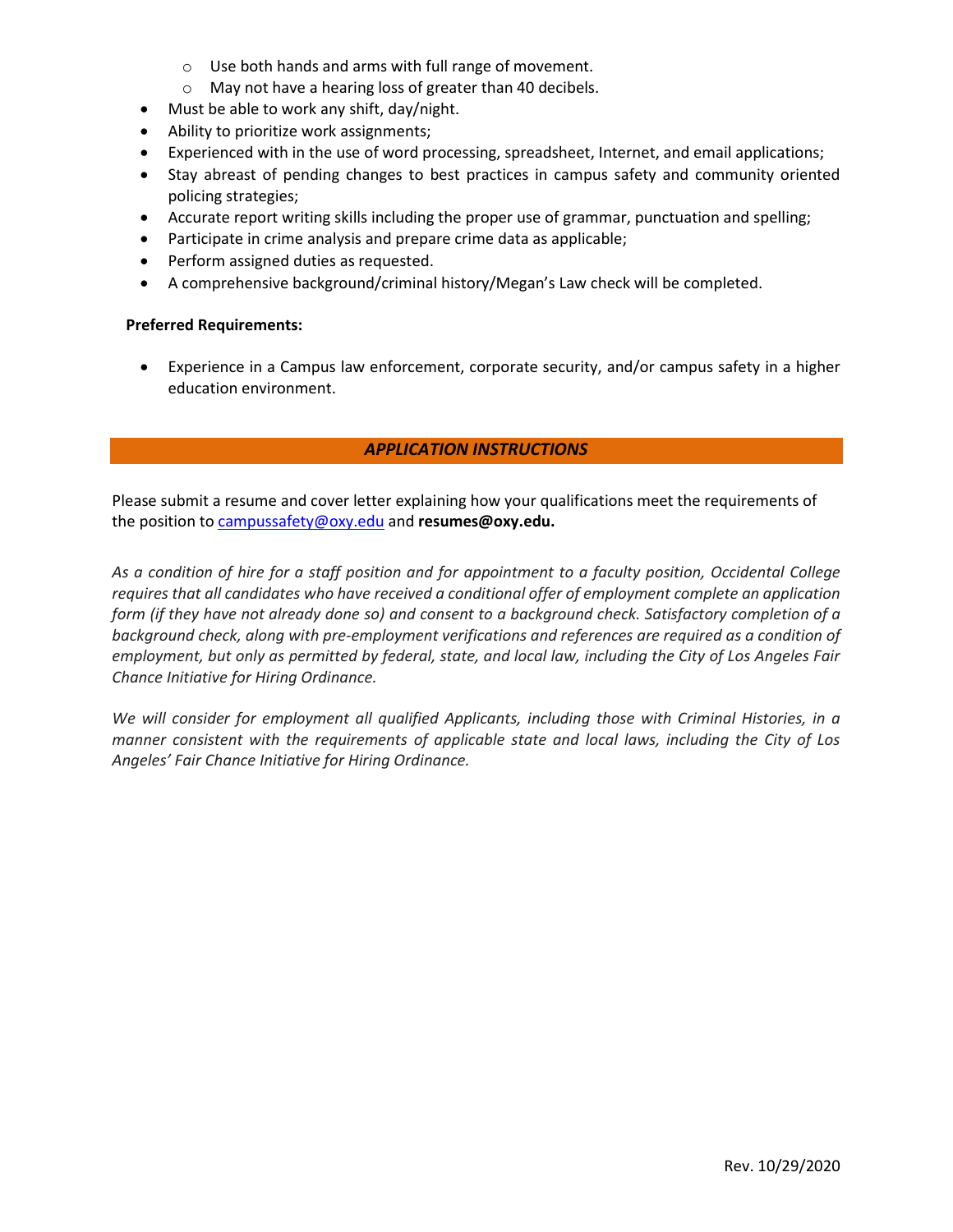- Use both hands and arms with full range of movement.
    - May not have a hearing loss of greater than 40 decibels.
- Must be able to work any shift, day/night.
- Ability to prioritize work assignments;
- Experienced with in the use of word processing, spreadsheet, Internet, and email applications;
- Stay abreast of pending changes to best practices in campus safety and community oriented policing strategies;
- Accurate report writing skills including the proper use of grammar, punctuation and spelling;
- Participate in crime analysis and prepare crime data as applicable;
- Perform assigned duties as requested.
- A comprehensive background/criminal history/Megan's Law check will be completed.

**Preferred Requirements:**

- Experience in a Campus law enforcement, corporate security, and/or campus safety in a higher education environment.

## ***APPLICATION INSTRUCTIONS***

Please submit a resume and cover letter explaining how your qualifications meet the requirements of the position to campussafety@oxy.edu and **resumes@oxy.edu.**

*As a condition of hire for a staff position and for appointment to a faculty position, Occidental College requires that all candidates who have received a conditional offer of employment complete an application form (if they have not already done so) and consent to a background check. Satisfactory completion of a background check, along with pre-employment verifications and references are required as a condition of employment, but only as permitted by federal, state, and local law, including the City of Los Angeles Fair Chance Initiative for Hiring Ordinance.*

*We will consider for employment all qualified Applicants, including those with Criminal Histories, in a manner consistent with the requirements of applicable state and local laws, including the City of Los Angeles' Fair Chance Initiative for Hiring Ordinance.*

Rev. 10/29/2020